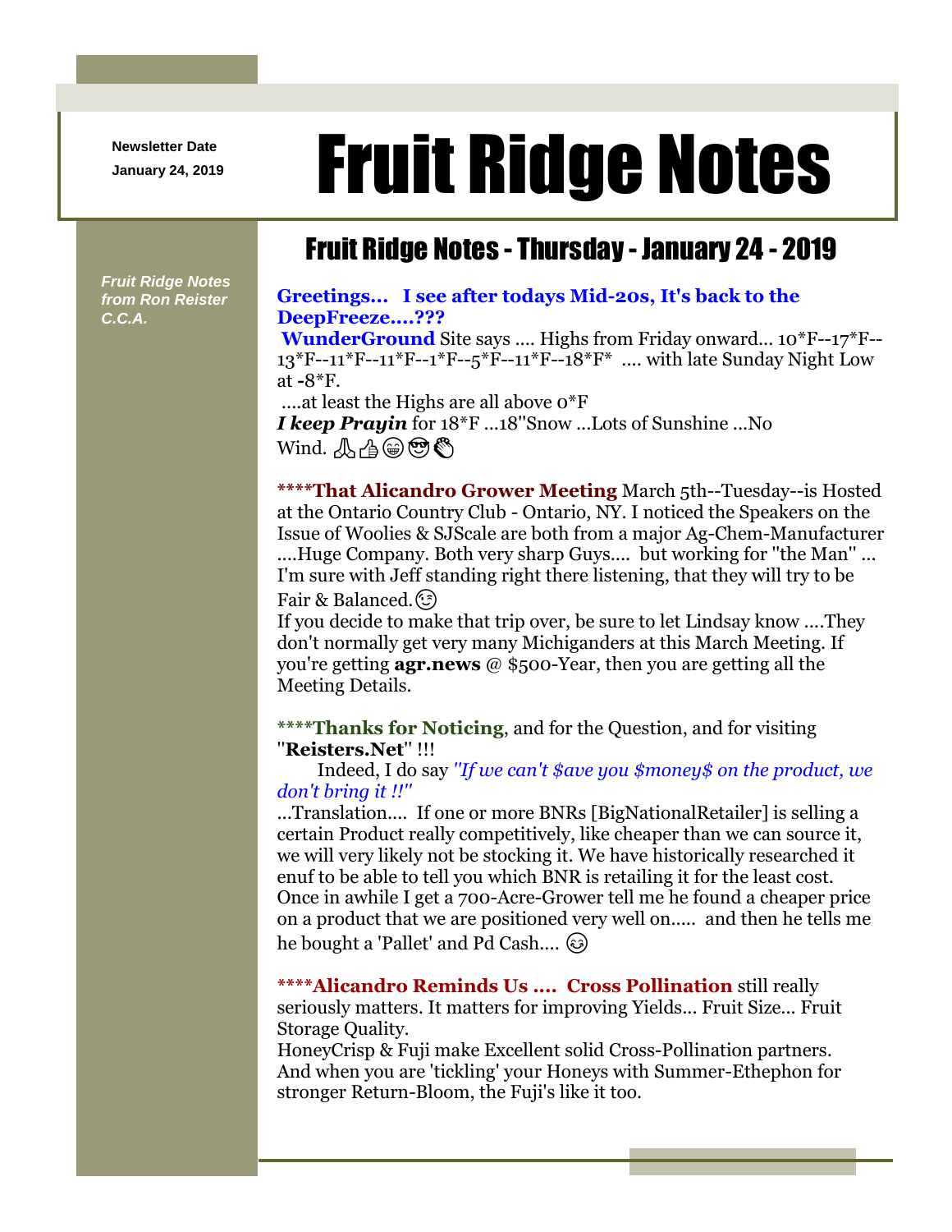Newsletter Date
January 24, 2019

# Fruit Ridge Notes

## Fruit Ridge Notes - Thursday - January 24 - 2019

*Fruit Ridge Notes from Ron Reister C.C.A.*

**Greetings... I see after todays Mid-20s, It's back to the DeepFreeze....???**

**WunderGround** Site says .... Highs from Friday onward... 10*F--17*F--13*F--11*F--11*F--1*F--5*F--11*F--18*F* .... with late Sunday Night Low at -8*F.

....at least the Highs are all above 0*F

***I keep Prayin*** for 18*F ...18"Snow ...Lots of Sunshine ...No Wind. 🙏👍😁😎👏

****\*That Alicandro Grower Meeting** March 5th--Tuesday--is Hosted at the Ontario Country Club - Ontario, NY. I noticed the Speakers on the Issue of Woolies & SJScale are both from a major Ag-Chem-Manufacturer ....Huge Company. Both very sharp Guys.... but working for "the Man" ... I'm sure with Jeff standing right there listening, that they will try to be Fair & Balanced.😉

If you decide to make that trip over, be sure to let Lindsay know ....They don't normally get very many Michiganders at this March Meeting. If you're getting **agr.news** @ $500-Year, then you are getting all the Meeting Details.

****\*Thanks for Noticing**, and for the Question, and for visiting "**Reisters.Net**" !!!

Indeed, I do say *"If we can't $ave you $money$ on the product, we don't bring it !!"*

...Translation.... If one or more BNRs [BigNationalRetailer] is selling a certain Product really competitively, like cheaper than we can source it, we will very likely not be stocking it. We have historically researched it enuf to be able to tell you which BNR is retailing it for the least cost. Once in awhile I get a 700-Acre-Grower tell me he found a cheaper price on a product that we are positioned very well on..... and then he tells me he bought a 'Pallet' and Pd Cash.... 😊

****\*Alicandro Reminds Us .... Cross Pollination** still really seriously matters. It matters for improving Yields... Fruit Size... Fruit Storage Quality.

HoneyCrisp & Fuji make Excellent solid Cross-Pollination partners. And when you are 'tickling' your Honeys with Summer-Ethephon for stronger Return-Bloom, the Fuji's like it too.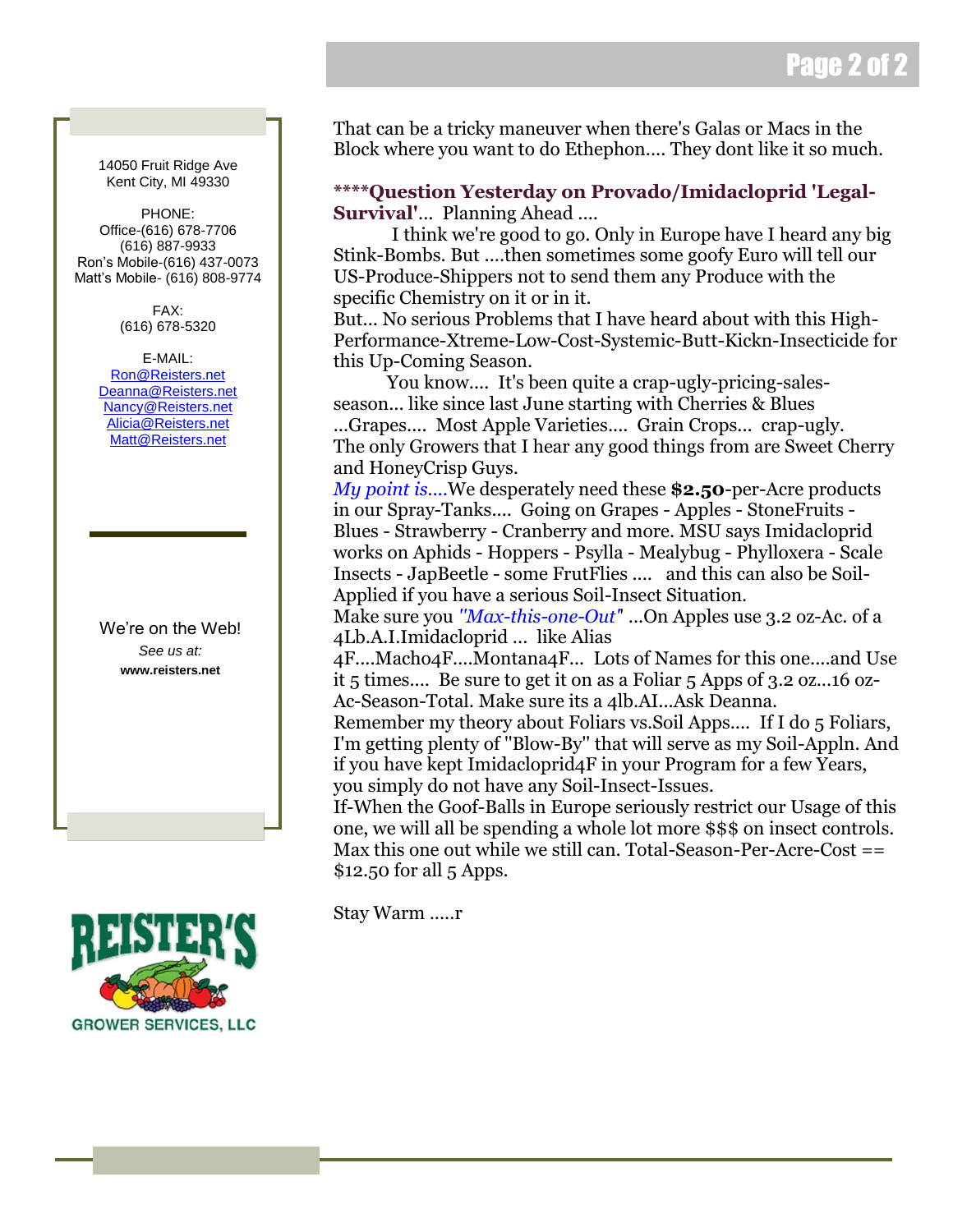14050 Fruit Ridge Ave
Kent City, MI 49330

PHONE:
Office-(616) 678-7706
(616) 887-9933
Ron's Mobile-(616) 437-0073
Matt's Mobile- (616) 808-9774

FAX:
(616) 678-5320

E-MAIL:
Ron@Reisters.net
Deanna@Reisters.net
Nancy@Reisters.net
Alicia@Reisters.net
Matt@Reisters.net

We're on the Web!
*See us at:*
**www.reisters.net**

REISTER'S GROWER SERVICES, LLC

That can be a tricky maneuver when there's Galas or Macs in the Block where you want to do Ethephon.... They dont like it so much.

**\*\*\*\*Question Yesterday on Provado/Imidacloprid 'Legal-Survival'**... Planning Ahead ....

I think we're good to go. Only in Europe have I heard any big Stink-Bombs. But ....then sometimes some goofy Euro will tell our US-Produce-Shippers not to send them any Produce with the specific Chemistry on it or in it.
But... No serious Problems that I have heard about with this High-Performance-Xtreme-Low-Cost-Systemic-Butt-Kickn-Insecticide for this Up-Coming Season.

You know.... It's been quite a crap-ugly-pricing-sales-season... like since last June starting with Cherries & Blues ...Grapes.... Most Apple Varieties.... Grain Crops... crap-ugly. The only Growers that I hear any good things from are Sweet Cherry and HoneyCrisp Guys.
*My point is....*We desperately need these **$2.50**-per-Acre products in our Spray-Tanks.... Going on Grapes - Apples - StoneFruits - Blues - Strawberry - Cranberry and more. MSU says Imidacloprid works on Aphids - Hoppers - Psylla - Mealybug - Phylloxera - Scale Insects - JapBeetle - some FrutFlies .... and this can also be Soil-Applied if you have a serious Soil-Insect Situation.
Make sure you *"Max-this-one-Out"* ...On Apples use 3.2 oz-Ac. of a 4Lb.A.I.Imidacloprid ... like Alias 4F....Macho4F....Montana4F... Lots of Names for this one....and Use it 5 times.... Be sure to get it on as a Foliar 5 Apps of 3.2 oz...16 oz-Ac-Season-Total. Make sure its a 4lb.AI...Ask Deanna.
Remember my theory about Foliars vs.Soil Apps.... If I do 5 Foliars, I'm getting plenty of "Blow-By" that will serve as my Soil-Appln. And if you have kept Imidacloprid4F in your Program for a few Years, you simply do not have any Soil-Insect-Issues.
If-When the Goof-Balls in Europe seriously restrict our Usage of this one, we will all be spending a whole lot more $$$ on insect controls. Max this one out while we still can. Total-Season-Per-Acre-Cost == $12.50 for all 5 Apps.

Stay Warm .....r